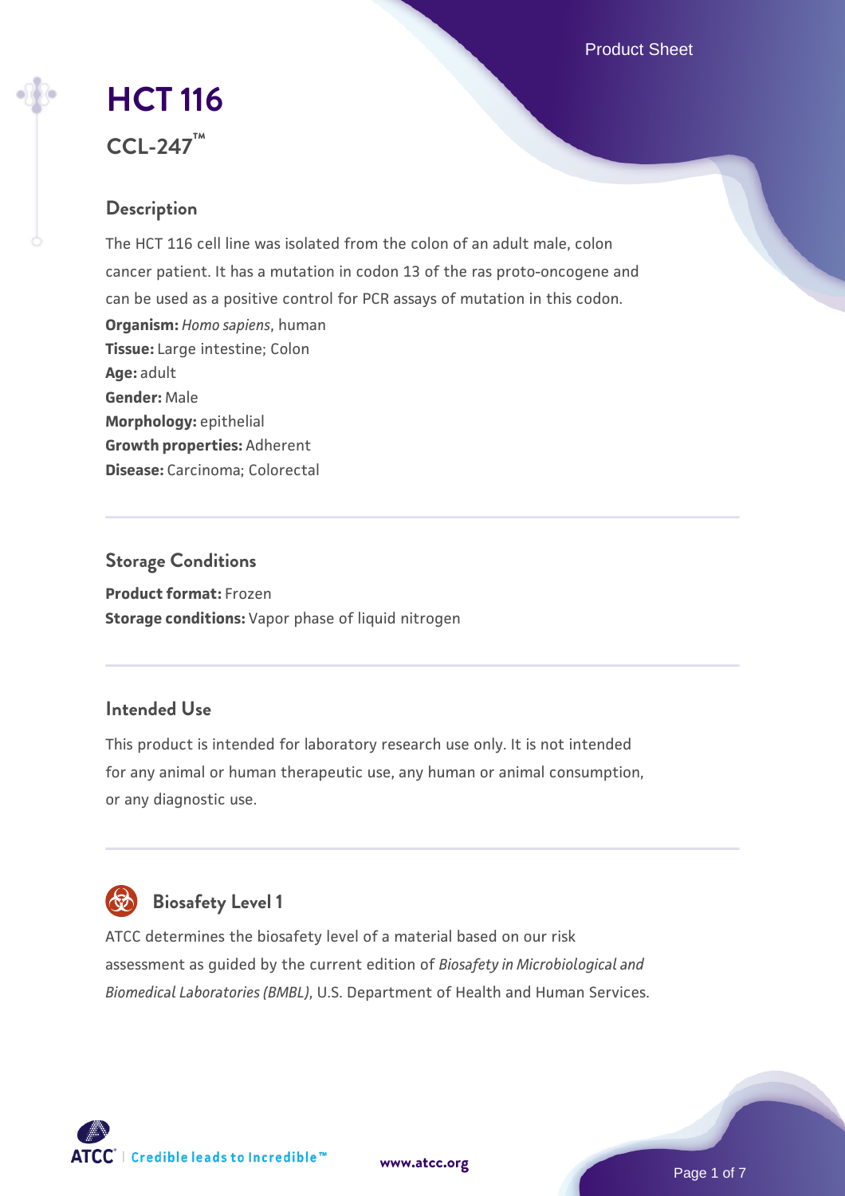# HCT 116

## CCL-247™

### Description

The HCT 116 cell line was isolated from the colon of an adult male, colon cancer patient. It has a mutation in codon 13 of the ras proto-oncogene and can be used as a positive control for PCR assays of mutation in this codon.

**Organism:** *Homo sapiens*, human
**Tissue:** Large intestine; Colon
**Age:** adult
**Gender:** Male
**Morphology:** epithelial
**Growth properties:** Adherent
**Disease:** Carcinoma; Colorectal

### Storage Conditions

**Product format:** Frozen
**Storage conditions:** Vapor phase of liquid nitrogen

### Intended Use

This product is intended for laboratory research use only. It is not intended for any animal or human therapeutic use, any human or animal consumption, or any diagnostic use.

### Biosafety Level 1

ATCC determines the biosafety level of a material based on our risk assessment as guided by the current edition of *Biosafety in Microbiological and Biomedical Laboratories (BMBL)*, U.S. Department of Health and Human Services.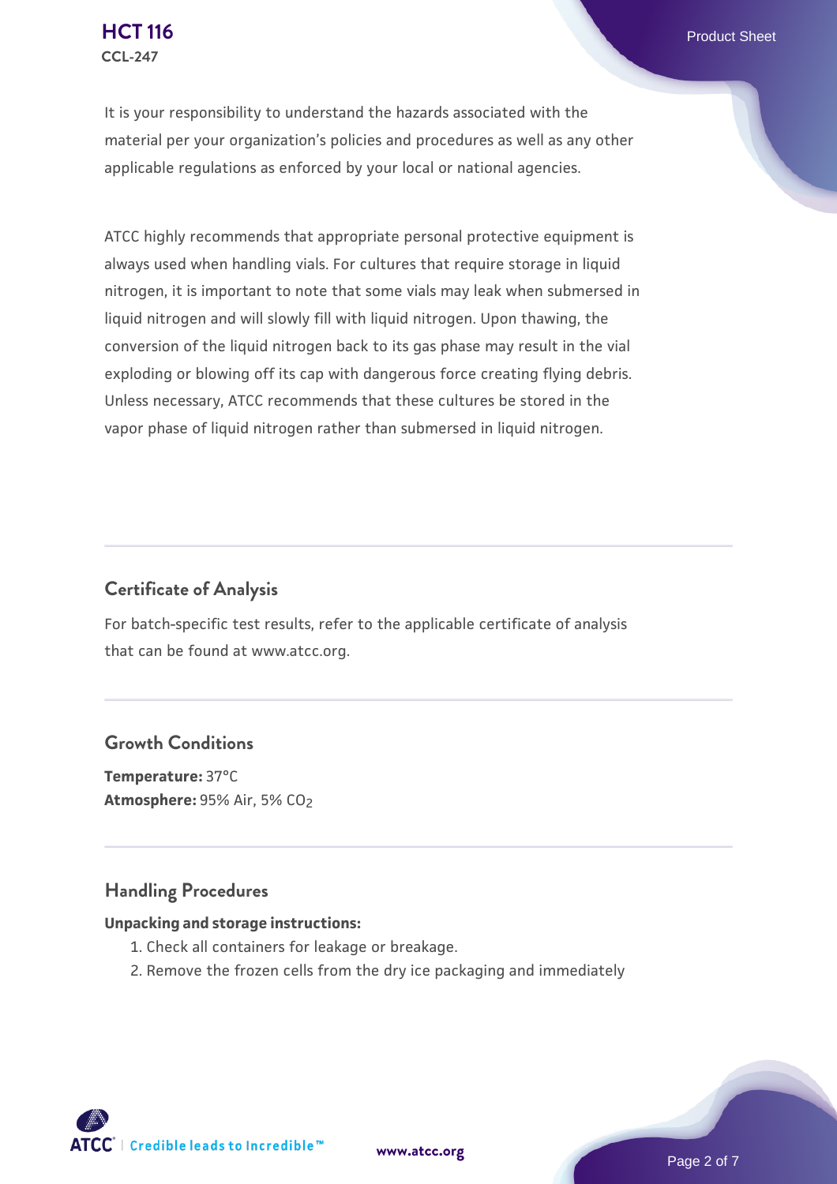It is your responsibility to understand the hazards associated with the material per your organization's policies and procedures as well as any other applicable regulations as enforced by your local or national agencies.

ATCC highly recommends that appropriate personal protective equipment is always used when handling vials. For cultures that require storage in liquid nitrogen, it is important to note that some vials may leak when submersed in liquid nitrogen and will slowly fill with liquid nitrogen. Upon thawing, the conversion of the liquid nitrogen back to its gas phase may result in the vial exploding or blowing off its cap with dangerous force creating flying debris. Unless necessary, ATCC recommends that these cultures be stored in the vapor phase of liquid nitrogen rather than submersed in liquid nitrogen.

## Certificate of Analysis

For batch-specific test results, refer to the applicable certificate of analysis that can be found at www.atcc.org.

## Growth Conditions

**Temperature:** 37°C
**Atmosphere:** 95% Air, 5% $CO_2$

## Handling Procedures

**Unpacking and storage instructions:**

1. Check all containers for leakage or breakage.
2. Remove the frozen cells from the dry ice packaging and immediately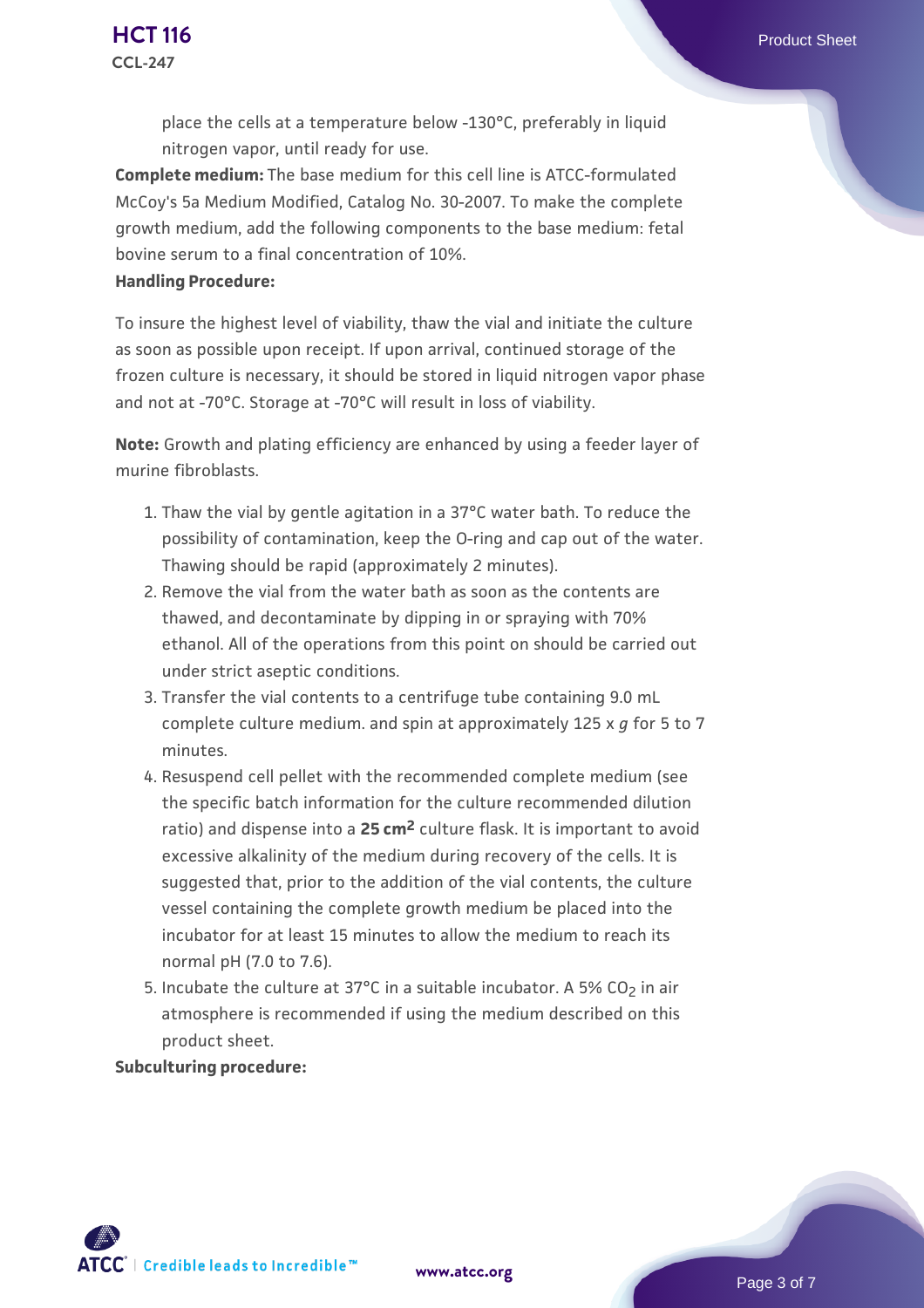place the cells at a temperature below -130°C, preferably in liquid nitrogen vapor, until ready for use.

**Complete medium:** The base medium for this cell line is ATCC-formulated McCoy's 5a Medium Modified, Catalog No. 30-2007. To make the complete growth medium, add the following components to the base medium: fetal bovine serum to a final concentration of 10%.

**Handling Procedure:**

To insure the highest level of viability, thaw the vial and initiate the culture as soon as possible upon receipt. If upon arrival, continued storage of the frozen culture is necessary, it should be stored in liquid nitrogen vapor phase and not at -70°C. Storage at -70°C will result in loss of viability.

**Note:** Growth and plating efficiency are enhanced by using a feeder layer of murine fibroblasts.

1. Thaw the vial by gentle agitation in a 37°C water bath. To reduce the possibility of contamination, keep the O-ring and cap out of the water. Thawing should be rapid (approximately 2 minutes).
2. Remove the vial from the water bath as soon as the contents are thawed, and decontaminate by dipping in or spraying with 70% ethanol. All of the operations from this point on should be carried out under strict aseptic conditions.
3. Transfer the vial contents to a centrifuge tube containing 9.0 mL complete culture medium. and spin at approximately 125 x *g* for 5 to 7 minutes.
4. Resuspend cell pellet with the recommended complete medium (see the specific batch information for the culture recommended dilution ratio) and dispense into a **25 cm$^2$** culture flask. It is important to avoid excessive alkalinity of the medium during recovery of the cells. It is suggested that, prior to the addition of the vial contents, the culture vessel containing the complete growth medium be placed into the incubator for at least 15 minutes to allow the medium to reach its normal pH (7.0 to 7.6).
5. Incubate the culture at 37°C in a suitable incubator. A 5% $CO_2$ in air atmosphere is recommended if using the medium described on this product sheet.

**Subculturing procedure:**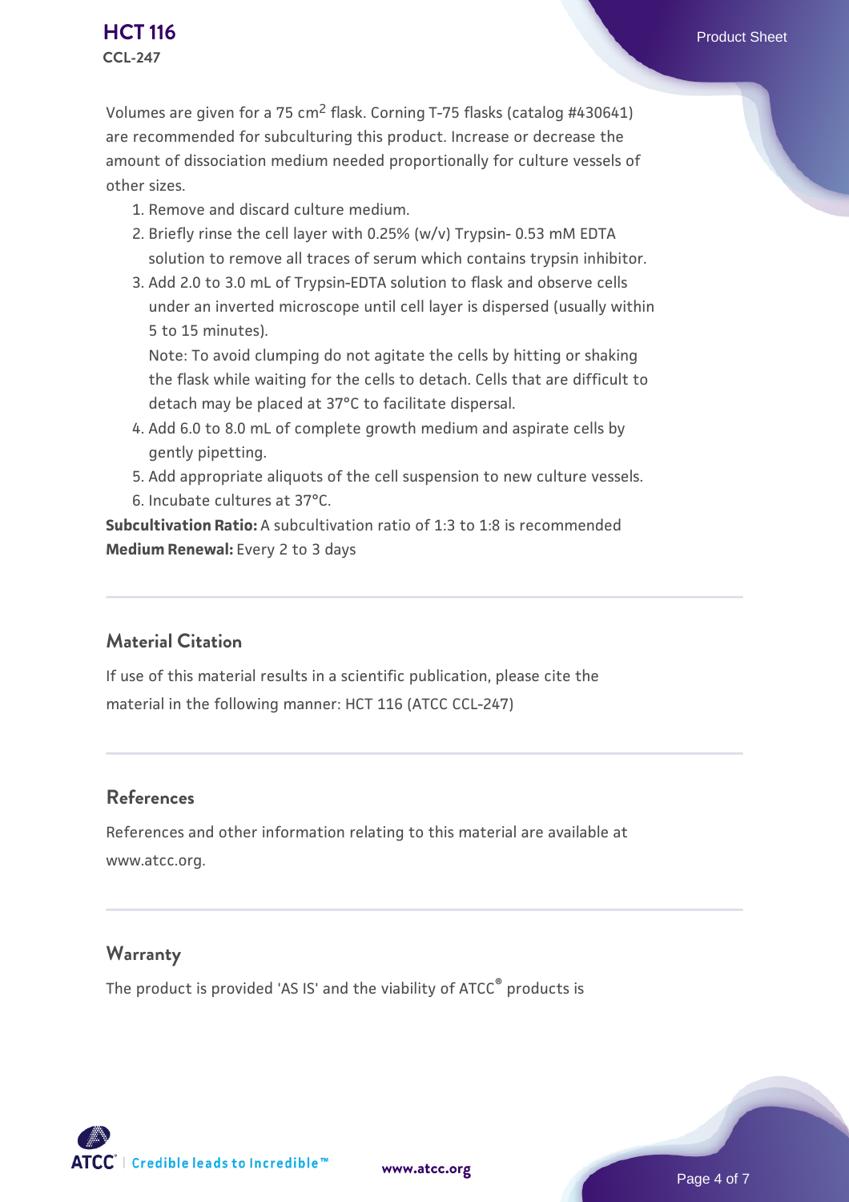Volumes are given for a 75 $cm^2$ flask. Corning T-75 flasks (catalog #430641) are recommended for subculturing this product. Increase or decrease the amount of dissociation medium needed proportionally for culture vessels of other sizes.

1. Remove and discard culture medium.
2. Briefly rinse the cell layer with 0.25% (w/v) Trypsin- 0.53 mM EDTA solution to remove all traces of serum which contains trypsin inhibitor.
3. Add 2.0 to 3.0 mL of Trypsin-EDTA solution to flask and observe cells under an inverted microscope until cell layer is dispersed (usually within 5 to 15 minutes).
   Note: To avoid clumping do not agitate the cells by hitting or shaking the flask while waiting for the cells to detach. Cells that are difficult to detach may be placed at 37°C to facilitate dispersal.
4. Add 6.0 to 8.0 mL of complete growth medium and aspirate cells by gently pipetting.
5. Add appropriate aliquots of the cell suspension to new culture vessels.
6. Incubate cultures at 37°C.

**Subcultivation Ratio:** A subcultivation ratio of 1:3 to 1:8 is recommended
**Medium Renewal:** Every 2 to 3 days

## Material Citation

If use of this material results in a scientific publication, please cite the material in the following manner: HCT 116 (ATCC CCL-247)

## References

References and other information relating to this material are available at www.atcc.org.

## Warranty

The product is provided 'AS IS' and the viability of ATCC® products is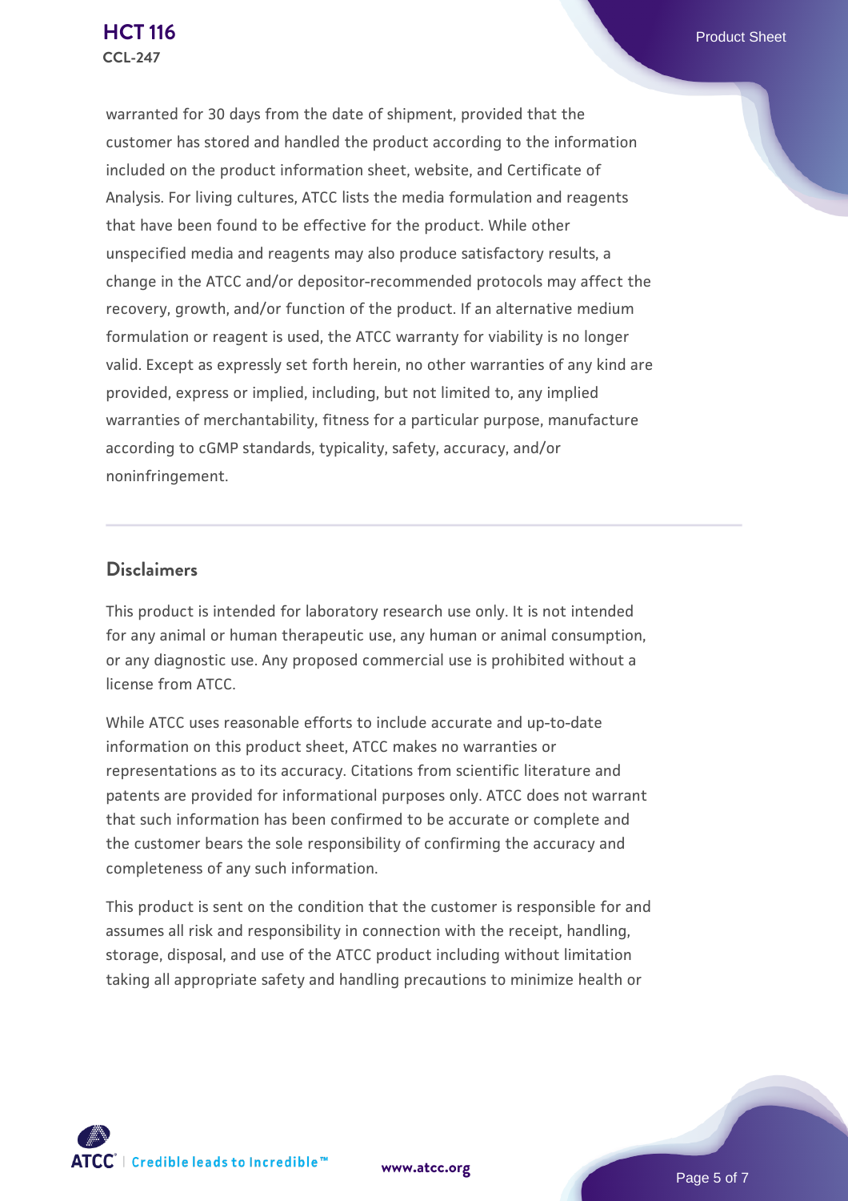warranted for 30 days from the date of shipment, provided that the customer has stored and handled the product according to the information included on the product information sheet, website, and Certificate of Analysis. For living cultures, ATCC lists the media formulation and reagents that have been found to be effective for the product. While other unspecified media and reagents may also produce satisfactory results, a change in the ATCC and/or depositor-recommended protocols may affect the recovery, growth, and/or function of the product. If an alternative medium formulation or reagent is used, the ATCC warranty for viability is no longer valid. Except as expressly set forth herein, no other warranties of any kind are provided, express or implied, including, but not limited to, any implied warranties of merchantability, fitness for a particular purpose, manufacture according to cGMP standards, typicality, safety, accuracy, and/or noninfringement.

## Disclaimers

This product is intended for laboratory research use only. It is not intended for any animal or human therapeutic use, any human or animal consumption, or any diagnostic use. Any proposed commercial use is prohibited without a license from ATCC.

While ATCC uses reasonable efforts to include accurate and up-to-date information on this product sheet, ATCC makes no warranties or representations as to its accuracy. Citations from scientific literature and patents are provided for informational purposes only. ATCC does not warrant that such information has been confirmed to be accurate or complete and the customer bears the sole responsibility of confirming the accuracy and completeness of any such information.

This product is sent on the condition that the customer is responsible for and assumes all risk and responsibility in connection with the receipt, handling, storage, disposal, and use of the ATCC product including without limitation taking all appropriate safety and handling precautions to minimize health or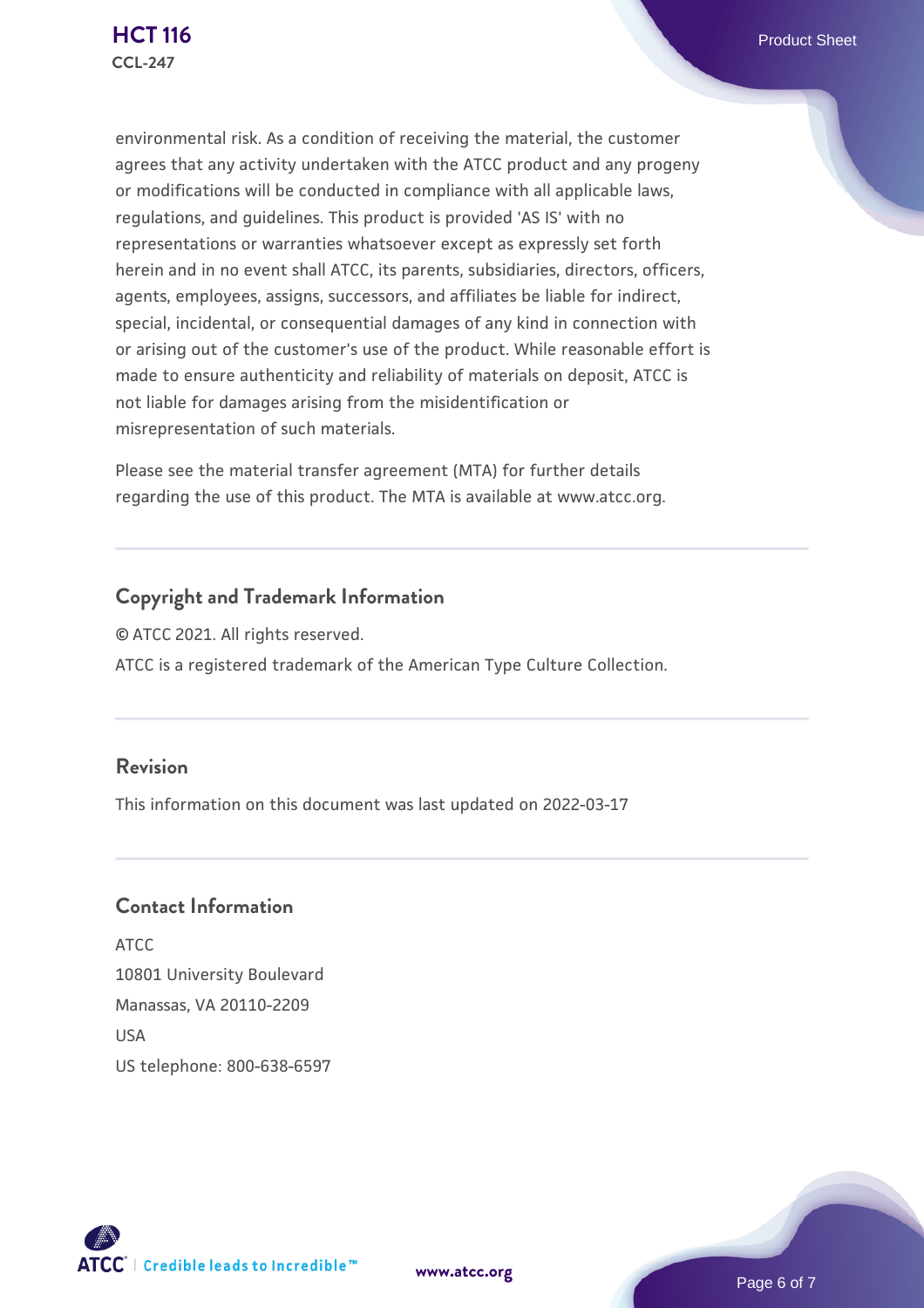environmental risk. As a condition of receiving the material, the customer agrees that any activity undertaken with the ATCC product and any progeny or modifications will be conducted in compliance with all applicable laws, regulations, and guidelines. This product is provided 'AS IS' with no representations or warranties whatsoever except as expressly set forth herein and in no event shall ATCC, its parents, subsidiaries, directors, officers, agents, employees, assigns, successors, and affiliates be liable for indirect, special, incidental, or consequential damages of any kind in connection with or arising out of the customer's use of the product. While reasonable effort is made to ensure authenticity and reliability of materials on deposit, ATCC is not liable for damages arising from the misidentification or misrepresentation of such materials.

Please see the material transfer agreement (MTA) for further details regarding the use of this product. The MTA is available at www.atcc.org.

## Copyright and Trademark Information

© ATCC 2021. All rights reserved.

ATCC is a registered trademark of the American Type Culture Collection.

## Revision

This information on this document was last updated on 2022-03-17

## Contact Information

ATCC
10801 University Boulevard
Manassas, VA 20110-2209
USA
US telephone: 800-638-6597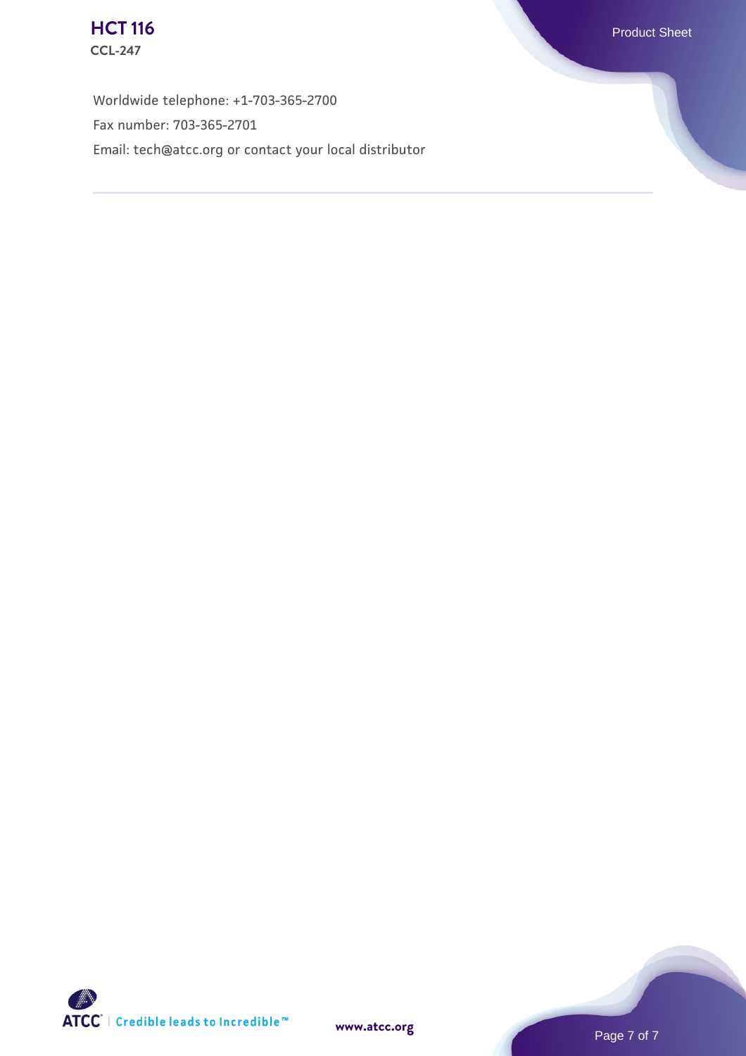Worldwide telephone: +1-703-365-2700

Fax number: 703-365-2701

Email: tech@atcc.org or contact your local distributor